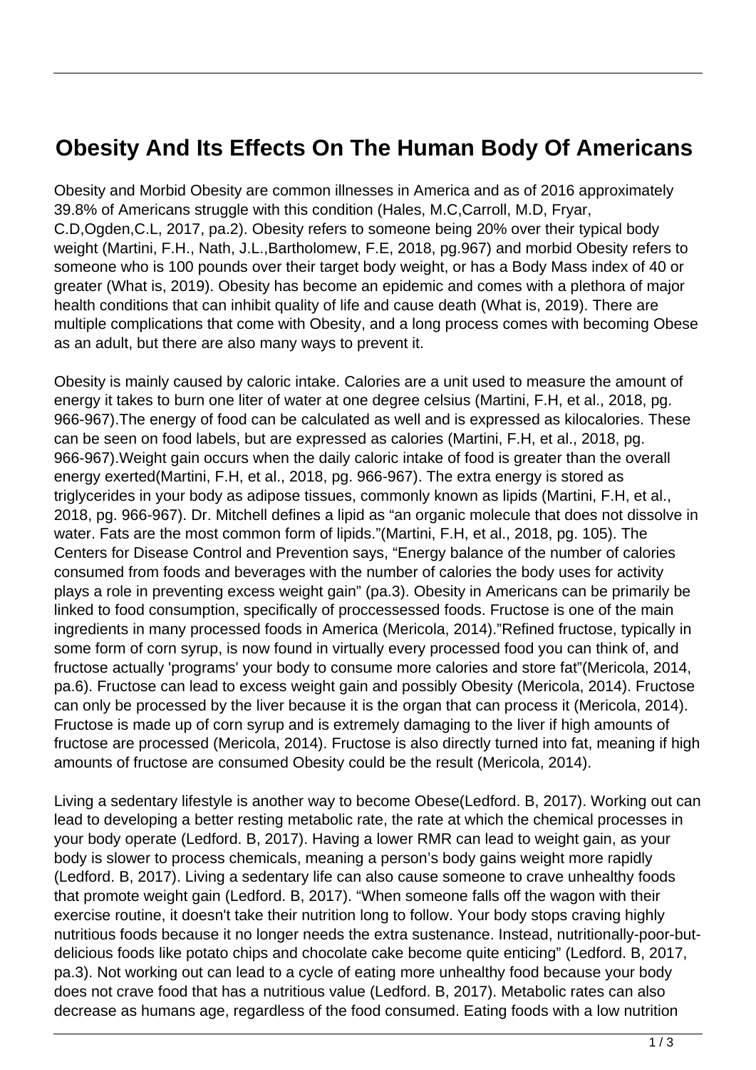# Obesity And Its Effects On The Human Body Of Americans

Obesity and Morbid Obesity are common illnesses in America and as of 2016 approximately 39.8% of Americans struggle with this condition (Hales, M.C,Carroll, M.D, Fryar, C.D,Ogden,C.L, 2017, pa.2). Obesity refers to someone being 20% over their typical body weight (Martini, F.H., Nath, J.L.,Bartholomew, F.E, 2018, pg.967) and morbid Obesity refers to someone who is 100 pounds over their target body weight, or has a Body Mass index of 40 or greater (What is, 2019). Obesity has become an epidemic and comes with a plethora of major health conditions that can inhibit quality of life and cause death (What is, 2019). There are multiple complications that come with Obesity, and a long process comes with becoming Obese as an adult, but there are also many ways to prevent it.

Obesity is mainly caused by caloric intake. Calories are a unit used to measure the amount of energy it takes to burn one liter of water at one degree celsius (Martini, F.H, et al., 2018, pg. 966-967).The energy of food can be calculated as well and is expressed as kilocalories. These can be seen on food labels, but are expressed as calories (Martini, F.H, et al., 2018, pg. 966-967).Weight gain occurs when the daily caloric intake of food is greater than the overall energy exerted(Martini, F.H, et al., 2018, pg. 966-967). The extra energy is stored as triglycerides in your body as adipose tissues, commonly known as lipids (Martini, F.H, et al., 2018, pg. 966-967). Dr. Mitchell defines a lipid as "an organic molecule that does not dissolve in water. Fats are the most common form of lipids."(Martini, F.H, et al., 2018, pg. 105). The Centers for Disease Control and Prevention says, "Energy balance of the number of calories consumed from foods and beverages with the number of calories the body uses for activity plays a role in preventing excess weight gain" (pa.3). Obesity in Americans can be primarily be linked to food consumption, specifically of proccessessed foods. Fructose is one of the main ingredients in many processed foods in America (Mericola, 2014)."Refined fructose, typically in some form of corn syrup, is now found in virtually every processed food you can think of, and fructose actually 'programs' your body to consume more calories and store fat"(Mericola, 2014, pa.6). Fructose can lead to excess weight gain and possibly Obesity (Mericola, 2014). Fructose can only be processed by the liver because it is the organ that can process it (Mericola, 2014). Fructose is made up of corn syrup and is extremely damaging to the liver if high amounts of fructose are processed (Mericola, 2014). Fructose is also directly turned into fat, meaning if high amounts of fructose are consumed Obesity could be the result (Mericola, 2014).

Living a sedentary lifestyle is another way to become Obese(Ledford. B, 2017). Working out can lead to developing a better resting metabolic rate, the rate at which the chemical processes in your body operate (Ledford. B, 2017). Having a lower RMR can lead to weight gain, as your body is slower to process chemicals, meaning a person's body gains weight more rapidly (Ledford. B, 2017). Living a sedentary life can also cause someone to crave unhealthy foods that promote weight gain (Ledford. B, 2017). "When someone falls off the wagon with their exercise routine, it doesn't take their nutrition long to follow. Your body stops craving highly nutritious foods because it no longer needs the extra sustenance. Instead, nutritionally-poor-but-delicious foods like potato chips and chocolate cake become quite enticing" (Ledford. B, 2017, pa.3). Not working out can lead to a cycle of eating more unhealthy food because your body does not crave food that has a nutritious value (Ledford. B, 2017). Metabolic rates can also decrease as humans age, regardless of the food consumed. Eating foods with a low nutrition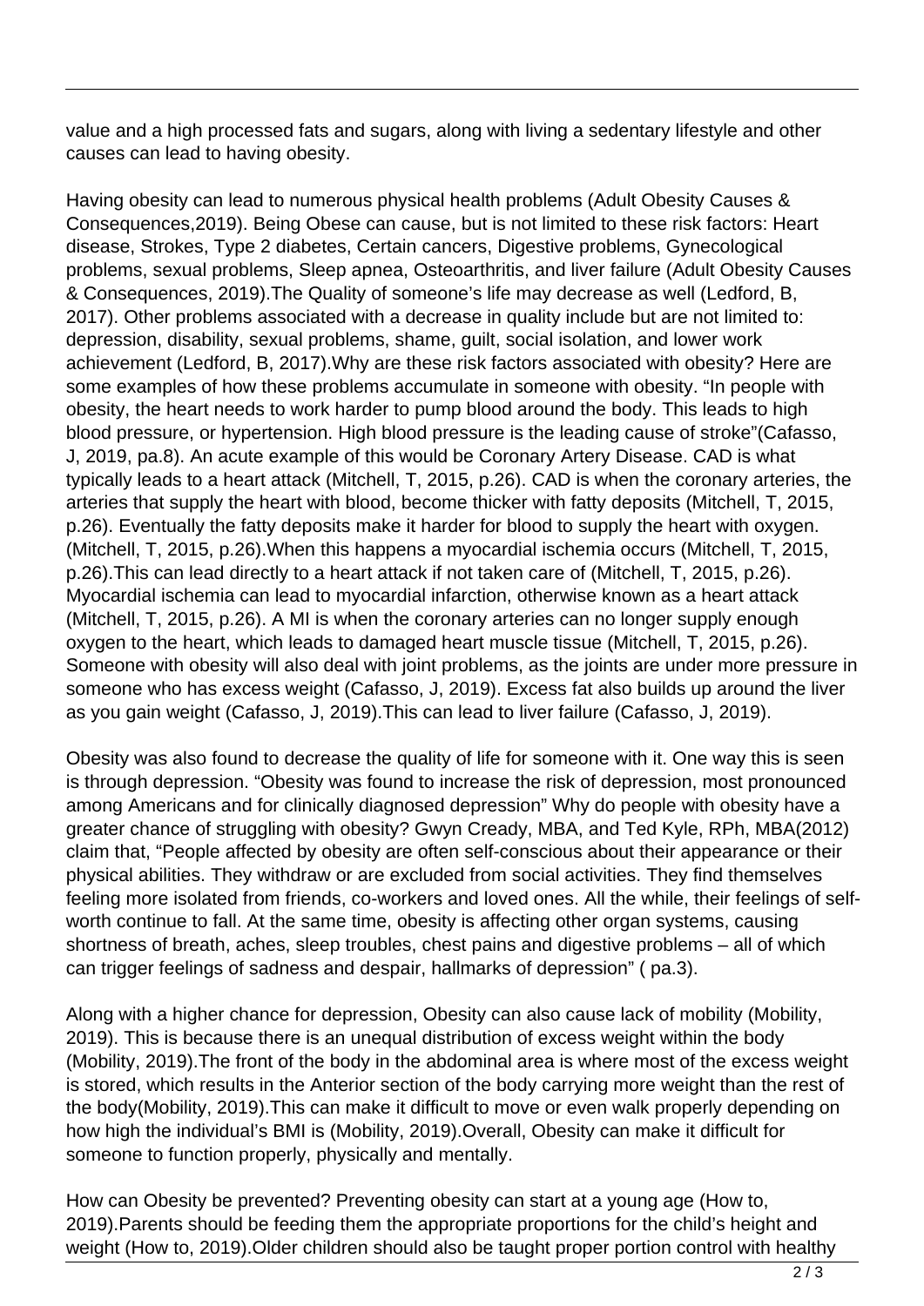value and a high processed fats and sugars, along with living a sedentary lifestyle and other causes can lead to having obesity.

Having obesity can lead to numerous physical health problems (Adult Obesity Causes & Consequences,2019). Being Obese can cause, but is not limited to these risk factors: Heart disease, Strokes, Type 2 diabetes, Certain cancers, Digestive problems, Gynecological problems, sexual problems, Sleep apnea, Osteoarthritis, and liver failure (Adult Obesity Causes & Consequences, 2019).The Quality of someone's life may decrease as well (Ledford, B, 2017). Other problems associated with a decrease in quality include but are not limited to: depression, disability, sexual problems, shame, guilt, social isolation, and lower work achievement (Ledford, B, 2017).Why are these risk factors associated with obesity? Here are some examples of how these problems accumulate in someone with obesity. "In people with obesity, the heart needs to work harder to pump blood around the body. This leads to high blood pressure, or hypertension. High blood pressure is the leading cause of stroke"(Cafasso, J, 2019, pa.8). An acute example of this would be Coronary Artery Disease. CAD is what typically leads to a heart attack (Mitchell, T, 2015, p.26). CAD is when the coronary arteries, the arteries that supply the heart with blood, become thicker with fatty deposits (Mitchell, T, 2015, p.26). Eventually the fatty deposits make it harder for blood to supply the heart with oxygen. (Mitchell, T, 2015, p.26).When this happens a myocardial ischemia occurs (Mitchell, T, 2015, p.26).This can lead directly to a heart attack if not taken care of (Mitchell, T, 2015, p.26). Myocardial ischemia can lead to myocardial infarction, otherwise known as a heart attack (Mitchell, T, 2015, p.26). A MI is when the coronary arteries can no longer supply enough oxygen to the heart, which leads to damaged heart muscle tissue (Mitchell, T, 2015, p.26). Someone with obesity will also deal with joint problems, as the joints are under more pressure in someone who has excess weight (Cafasso, J, 2019). Excess fat also builds up around the liver as you gain weight (Cafasso, J, 2019).This can lead to liver failure (Cafasso, J, 2019).

Obesity was also found to decrease the quality of life for someone with it. One way this is seen is through depression. "Obesity was found to increase the risk of depression, most pronounced among Americans and for clinically diagnosed depression" Why do people with obesity have a greater chance of struggling with obesity? Gwyn Cready, MBA, and Ted Kyle, RPh, MBA(2012) claim that, "People affected by obesity are often self-conscious about their appearance or their physical abilities. They withdraw or are excluded from social activities. They find themselves feeling more isolated from friends, co-workers and loved ones. All the while, their feelings of self-worth continue to fall. At the same time, obesity is affecting other organ systems, causing shortness of breath, aches, sleep troubles, chest pains and digestive problems – all of which can trigger feelings of sadness and despair, hallmarks of depression" ( pa.3).

Along with a higher chance for depression, Obesity can also cause lack of mobility (Mobility, 2019). This is because there is an unequal distribution of excess weight within the body (Mobility, 2019).The front of the body in the abdominal area is where most of the excess weight is stored, which results in the Anterior section of the body carrying more weight than the rest of the body(Mobility, 2019).This can make it difficult to move or even walk properly depending on how high the individual's BMI is (Mobility, 2019).Overall, Obesity can make it difficult for someone to function properly, physically and mentally.

How can Obesity be prevented? Preventing obesity can start at a young age (How to, 2019).Parents should be feeding them the appropriate proportions for the child's height and weight (How to, 2019).Older children should also be taught proper portion control with healthy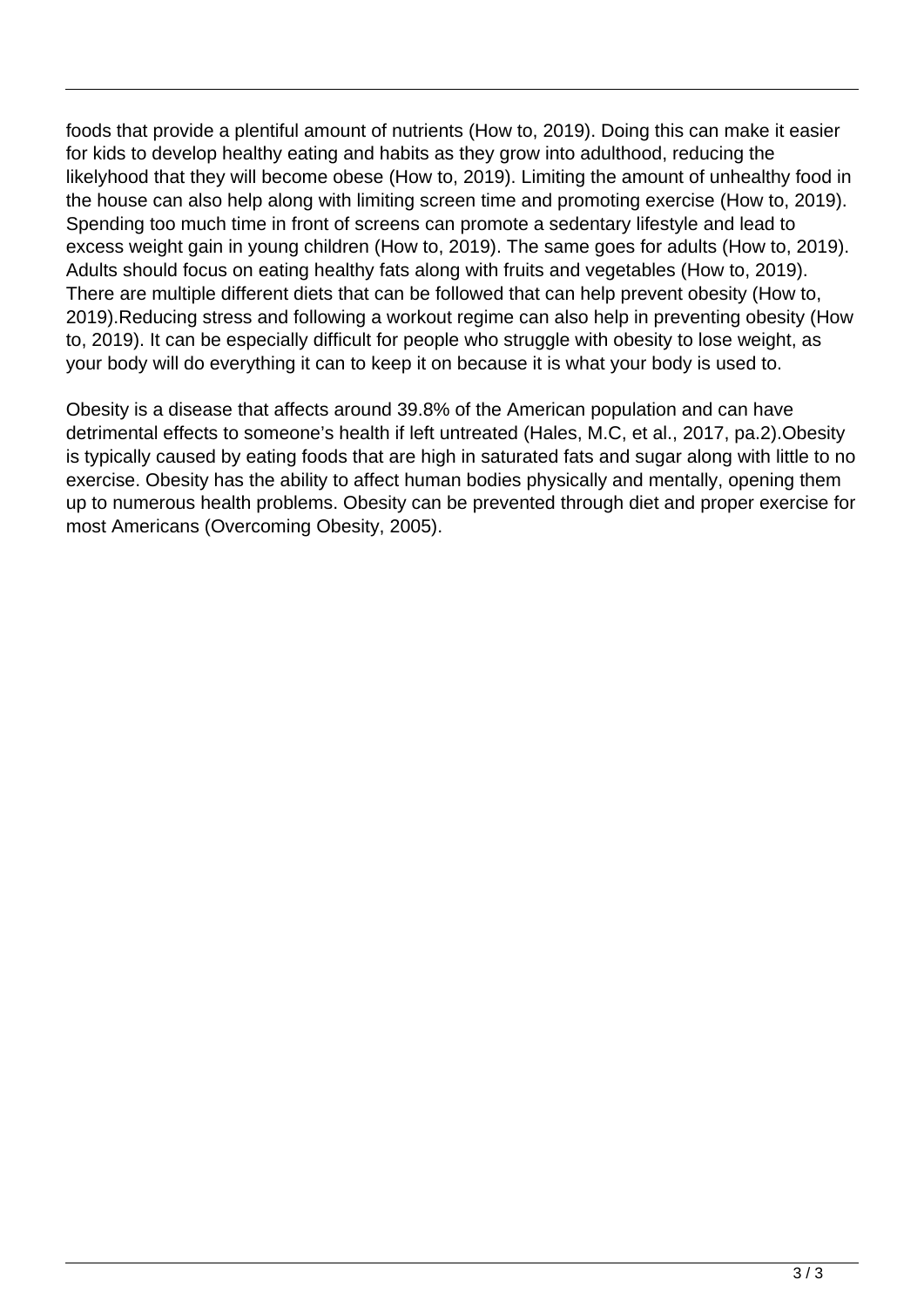foods that provide a plentiful amount of nutrients (How to, 2019). Doing this can make it easier for kids to develop healthy eating and habits as they grow into adulthood, reducing the likelyhood that they will become obese (How to, 2019). Limiting the amount of unhealthy food in the house can also help along with limiting screen time and promoting exercise (How to, 2019). Spending too much time in front of screens can promote a sedentary lifestyle and lead to excess weight gain in young children (How to, 2019). The same goes for adults (How to, 2019). Adults should focus on eating healthy fats along with fruits and vegetables (How to, 2019). There are multiple different diets that can be followed that can help prevent obesity (How to, 2019).Reducing stress and following a workout regime can also help in preventing obesity (How to, 2019). It can be especially difficult for people who struggle with obesity to lose weight, as your body will do everything it can to keep it on because it is what your body is used to.

Obesity is a disease that affects around 39.8% of the American population and can have detrimental effects to someone's health if left untreated (Hales, M.C, et al., 2017, pa.2).Obesity is typically caused by eating foods that are high in saturated fats and sugar along with little to no exercise. Obesity has the ability to affect human bodies physically and mentally, opening them up to numerous health problems. Obesity can be prevented through diet and proper exercise for most Americans (Overcoming Obesity, 2005).